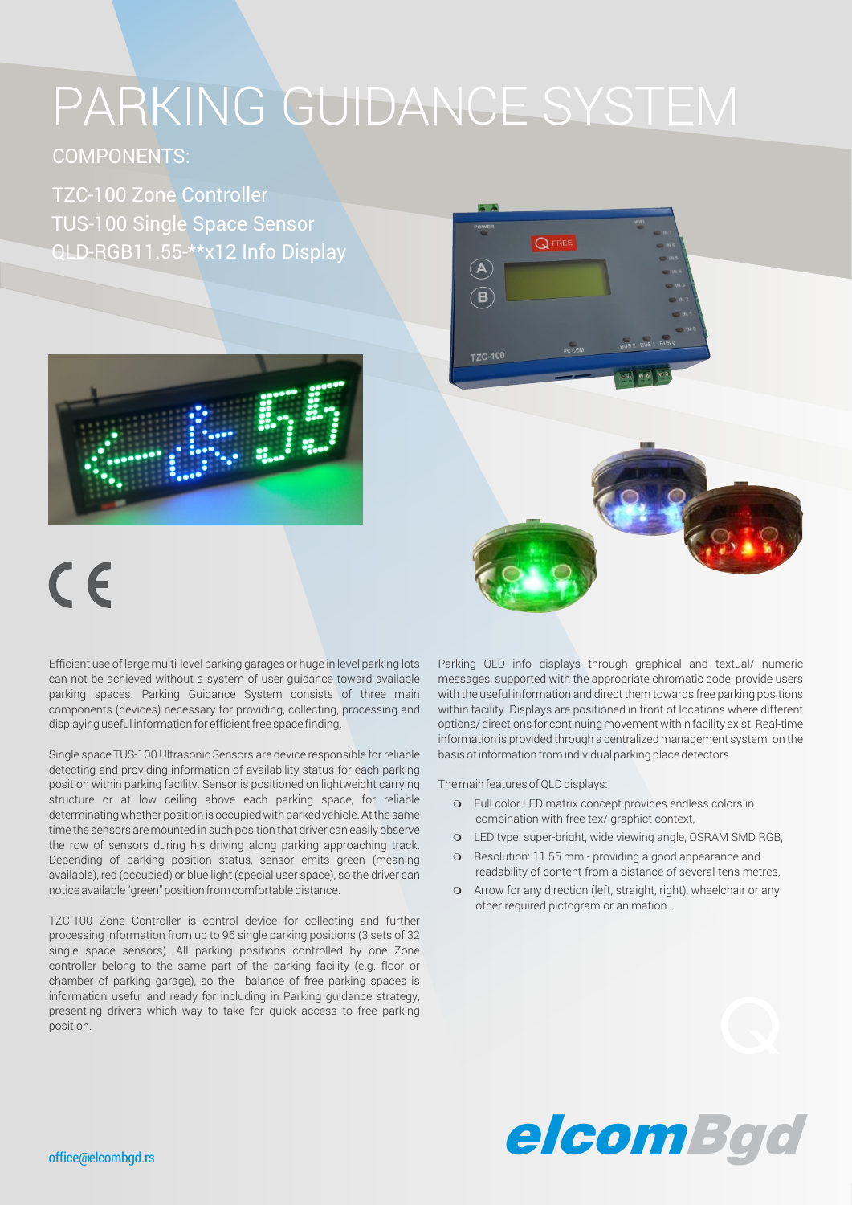# PARKING GUIDANCE SYSTEM

## COMPONENTS:

TZC-100 Zone Controller
TUS-100 Single Space Sensor
QLD-RGB11.55-**x12 Info Display

Efficient use of large multi-level parking garages or huge in level parking lots can not be achieved without a system of user guidance toward available parking spaces. Parking Guidance System consists of three main components (devices) necessary for providing, collecting, processing and displaying useful information for efficient free space finding.

Single space TUS-100 Ultrasonic Sensors are device responsible for reliable detecting and providing information of availability status for each parking position within parking facility. Sensor is positioned on lightweight carrying structure or at low ceiling above each parking space, for reliable determinating whether position is occupied with parked vehicle. At the same time the sensors are mounted in such position that driver can easily observe the row of sensors during his driving along parking approaching track. Depending of parking position status, sensor emits green (meaning available), red (occupied) or blue light (special user space), so the driver can notice available "green" position from comfortable distance.

TZC-100 Zone Controller is control device for collecting and further processing information from up to 96 single parking positions (3 sets of 32 single space sensors). All parking positions controlled by one Zone controller belong to the same part of the parking facility (e.g. floor or chamber of parking garage), so the balance of free parking spaces is information useful and ready for including in Parking guidance strategy, presenting drivers which way to take for quick access to free parking position.

Parking QLD info displays through graphical and textual/ numeric messages, supported with the appropriate chromatic code, provide users with the useful information and direct them towards free parking positions within facility. Displays are positioned in front of locations where different options/ directions for continuing movement within facility exist. Real-time information is provided through a centralized management system on the basis of information from individual parking place detectors.

The main features of QLD displays:

- Full color LED matrix concept provides endless colors in combination with free tex/ graphict context,
- LED type: super-bright, wide viewing angle, OSRAM SMD RGB,
- Resolution: 11.55 mm - providing a good appearance and readability of content from a distance of several tens metres,
- Arrow for any direction (left, straight, right), wheelchair or any other required pictogram or animation...

office@elcombgd.rs

elcomBgd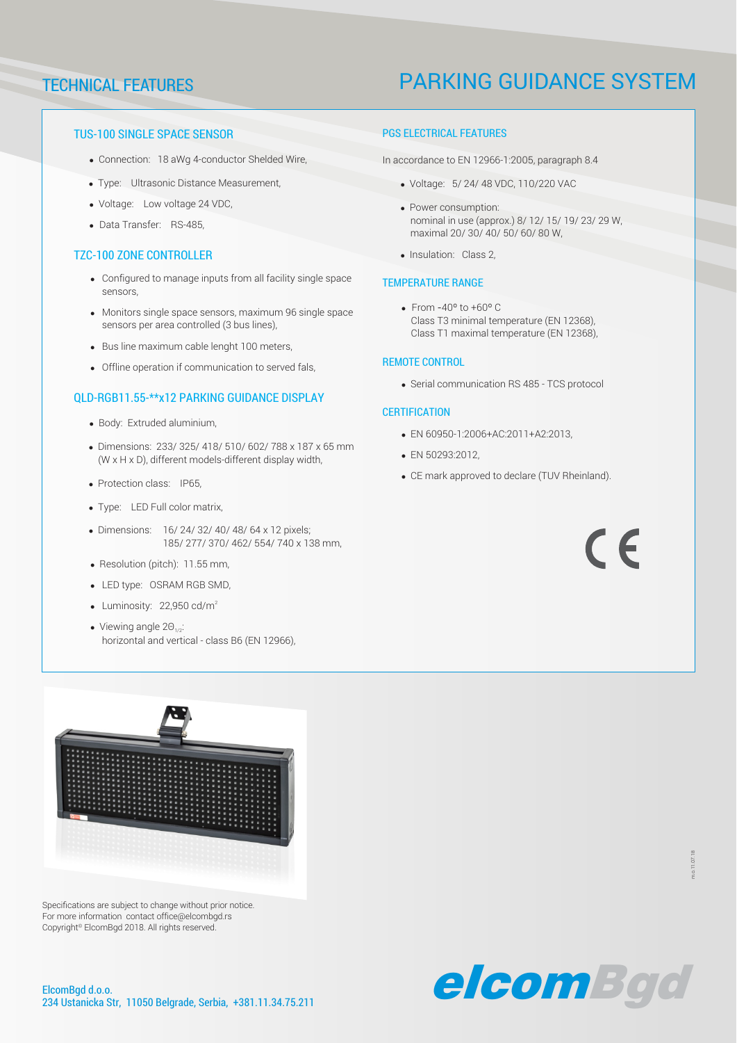## TECHNICAL FEATURES

# PARKING GUIDANCE SYSTEM

### TUS-100 SINGLE SPACE SENSOR

- Connection: 18 aWg 4-conductor Shelded Wire,
- Type: Ultrasonic Distance Measurement,
- Voltage: Low voltage 24 VDC,
- Data Transfer: RS-485,

### TZC-100 ZONE CONTROLLER

- Configured to manage inputs from all facility single space sensors,
- Monitors single space sensors, maximum 96 single space sensors per area controlled (3 bus lines),
- Bus line maximum cable lenght 100 meters,
- Offline operation if communication to served fals,

### QLD-RGB11.55-**x12 PARKING GUIDANCE DISPLAY

- Body: Extruded aluminium,
- Dimensions: 233/ 325/ 418/ 510/ 602/ 788 x 187 x 65 mm (W x H x D), different models-different display width,
- Protection class: IP65,
- Type: LED Full color matrix,
- Dimensions: 16/ 24/ 32/ 40/ 48/ 64 x 12 pixels; 185/ 277/ 370/ 462/ 554/ 740 x 138 mm,
- Resolution (pitch): 11.55 mm,
- LED type: OSRAM RGB SMD,
- Luminosity: 22,950 cd/m²
- Viewing angle $2\Theta_{1/2}$: horizontal and vertical - class B6 (EN 12966),

### PGS ELECTRICAL FEATURES

In accordance to EN 12966-1:2005, paragraph 8.4

- Voltage: 5/ 24/ 48 VDC, 110/220 VAC
- Power consumption: nominal in use (approx.) 8/ 12/ 15/ 19/ 23/ 29 W, maximal 20/ 30/ 40/ 50/ 60/ 80 W,
- Insulation: Class 2,

### TEMPERATURE RANGE

- From -40° to +60° C
  Class T3 minimal temperature (EN 12368),
  Class T1 maximal temperature (EN 12368),

### REMOTE CONTROL

- Serial communication RS 485 - TCS protocol

### CERTIFICATION

- EN 60950-1:2006+AC:2011+A2:2013,
- EN 50293:2012,
- CE mark approved to declare (TUV Rheinland).

CE

Specifications are subject to change without prior notice.
For more information contact office@elcombgd.rs
Copyright© ElcomBgd 2018. All rights reserved.

ElcomBgd d.o.o.
234 Ustanicka Str, 11050 Belgrade, Serbia, +381.11.34.75.211

elcomBgd